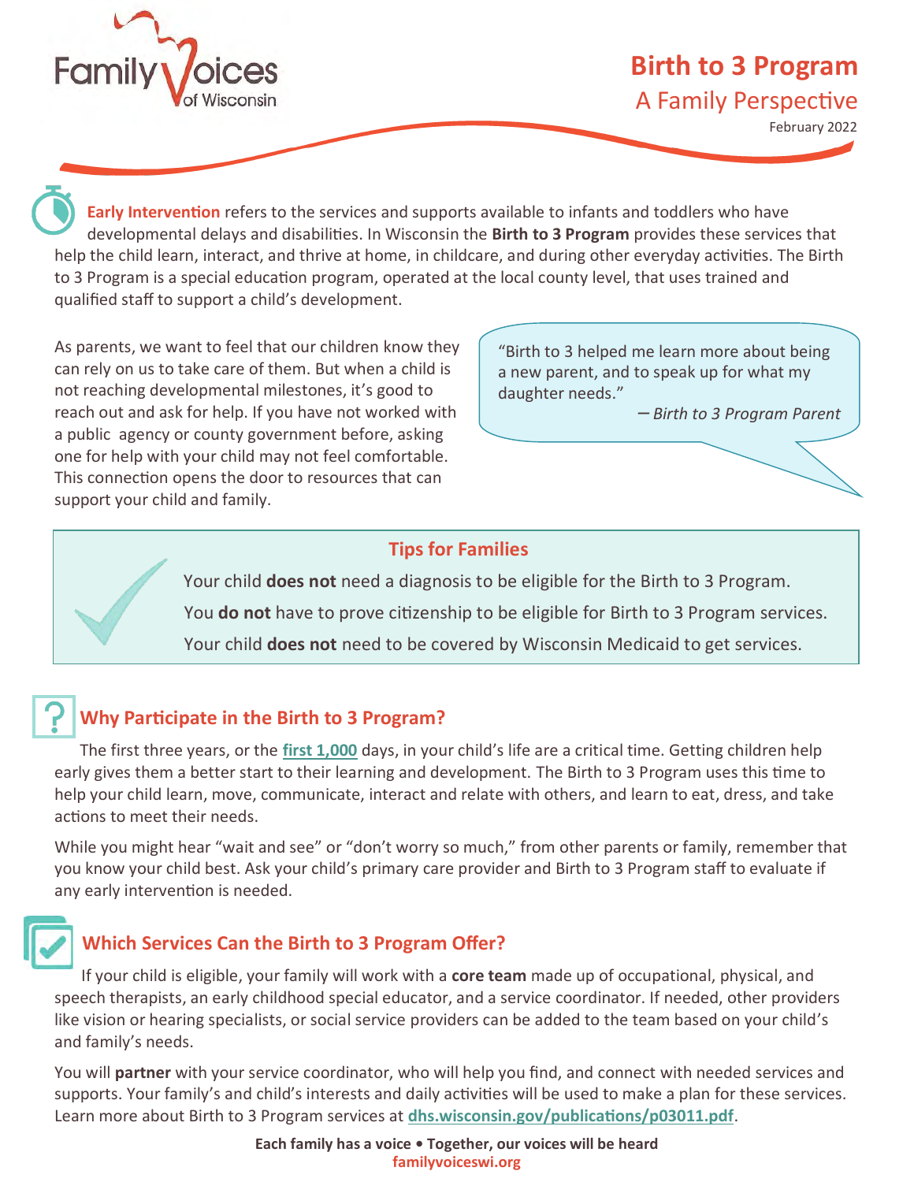Family Voices of Wisconsin

# Birth to 3 Program

## A Family Perspective

February 2022

**Early Intervention** refers to the services and supports available to infants and toddlers who have developmental delays and disabilities. In Wisconsin the **Birth to 3 Program** provides these services that help the child learn, interact, and thrive at home, in childcare, and during other everyday activities. The Birth to 3 Program is a special education program, operated at the local county level, that uses trained and qualified staff to support a child's development.

As parents, we want to feel that our children know they can rely on us to take care of them. But when a child is not reaching developmental milestones, it's good to reach out and ask for help. If you have not worked with a public agency or county government before, asking one for help with your child may not feel comfortable. This connection opens the door to resources that can support your child and family.

> "Birth to 3 helped me learn more about being a new parent, and to speak up for what my daughter needs."
>
> *– Birth to 3 Program Parent*

### Tips for Families

Your child **does not** need a diagnosis to be eligible for the Birth to 3 Program.

You **do not** have to prove citizenship to be eligible for Birth to 3 Program services.

Your child **does not** need to be covered by Wisconsin Medicaid to get services.

## Why Participate in the Birth to 3 Program?

The first three years, or the first 1,000 days, in your child's life are a critical time. Getting children help early gives them a better start to their learning and development. The Birth to 3 Program uses this time to help your child learn, move, communicate, interact and relate with others, and learn to eat, dress, and take actions to meet their needs.

While you might hear "wait and see" or "don't worry so much," from other parents or family, remember that you know your child best. Ask your child's primary care provider and Birth to 3 Program staff to evaluate if any early intervention is needed.

## Which Services Can the Birth to 3 Program Offer?

If your child is eligible, your family will work with a **core team** made up of occupational, physical, and speech therapists, an early childhood special educator, and a service coordinator. If needed, other providers like vision or hearing specialists, or social service providers can be added to the team based on your child's and family's needs.

You will **partner** with your service coordinator, who will help you find, and connect with needed services and supports. Your family's and child's interests and daily activities will be used to make a plan for these services. Learn more about Birth to 3 Program services at dhs.wisconsin.gov/publications/p03011.pdf.

**Each family has a voice • Together, our voices will be heard**
**familyvoiceswi.org**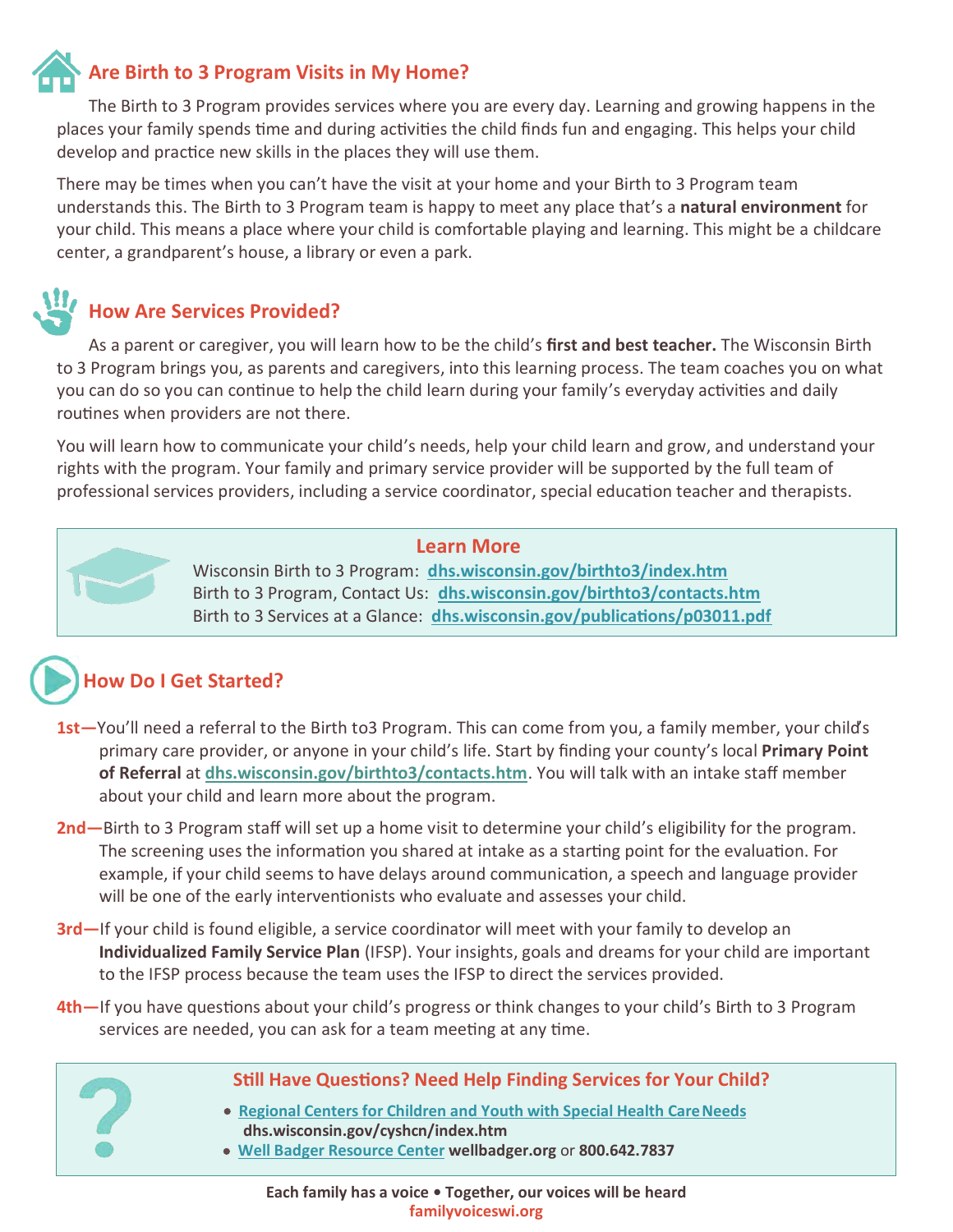## Are Birth to 3 Program Visits in My Home?

The Birth to 3 Program provides services where you are every day. Learning and growing happens in the places your family spends time and during activities the child finds fun and engaging. This helps your child develop and practice new skills in the places they will use them.

There may be times when you can't have the visit at your home and your Birth to 3 Program team understands this. The Birth to 3 Program team is happy to meet any place that's a **natural environment** for your child. This means a place where your child is comfortable playing and learning. This might be a childcare center, a grandparent's house, a library or even a park.

## How Are Services Provided?

As a parent or caregiver, you will learn how to be the child's **first and best teacher.** The Wisconsin Birth to 3 Program brings you, as parents and caregivers, into this learning process. The team coaches you on what you can do so you can continue to help the child learn during your family's everyday activities and daily routines when providers are not there.

You will learn how to communicate your child's needs, help your child learn and grow, and understand your rights with the program. Your family and primary service provider will be supported by the full team of professional services providers, including a service coordinator, special education teacher and therapists.

### Learn More

Wisconsin Birth to 3 Program: **dhs.wisconsin.gov/birthto3/index.htm**
Birth to 3 Program, Contact Us: **dhs.wisconsin.gov/birthto3/contacts.htm**
Birth to 3 Services at a Glance: **dhs.wisconsin.gov/publications/p03011.pdf**

## How Do I Get Started?

**1st—**You'll need a referral to the Birth to3 Program. This can come from you, a family member, your child's primary care provider, or anyone in your child's life. Start by finding your county's local **Primary Point of Referral** at **dhs.wisconsin.gov/birthto3/contacts.htm**. You will talk with an intake staff member about your child and learn more about the program.

**2nd—**Birth to 3 Program staff will set up a home visit to determine your child's eligibility for the program. The screening uses the information you shared at intake as a starting point for the evaluation. For example, if your child seems to have delays around communication, a speech and language provider will be one of the early interventionists who evaluate and assesses your child.

**3rd—**If your child is found eligible, a service coordinator will meet with your family to develop an **Individualized Family Service Plan** (IFSP). Your insights, goals and dreams for your child are important to the IFSP process because the team uses the IFSP to direct the services provided.

**4th—**If you have questions about your child's progress or think changes to your child's Birth to 3 Program services are needed, you can ask for a team meeting at any time.

### Still Have Questions? Need Help Finding Services for Your Child?

- **Regional Centers for Children and Youth with Special Health Care Needs** **dhs.wisconsin.gov/cyshcn/index.htm**
- **Well Badger Resource Center** **wellbadger.org** or **800.642.7837**

**Each family has a voice • Together, our voices will be heard**
**familyvoiceswi.org**